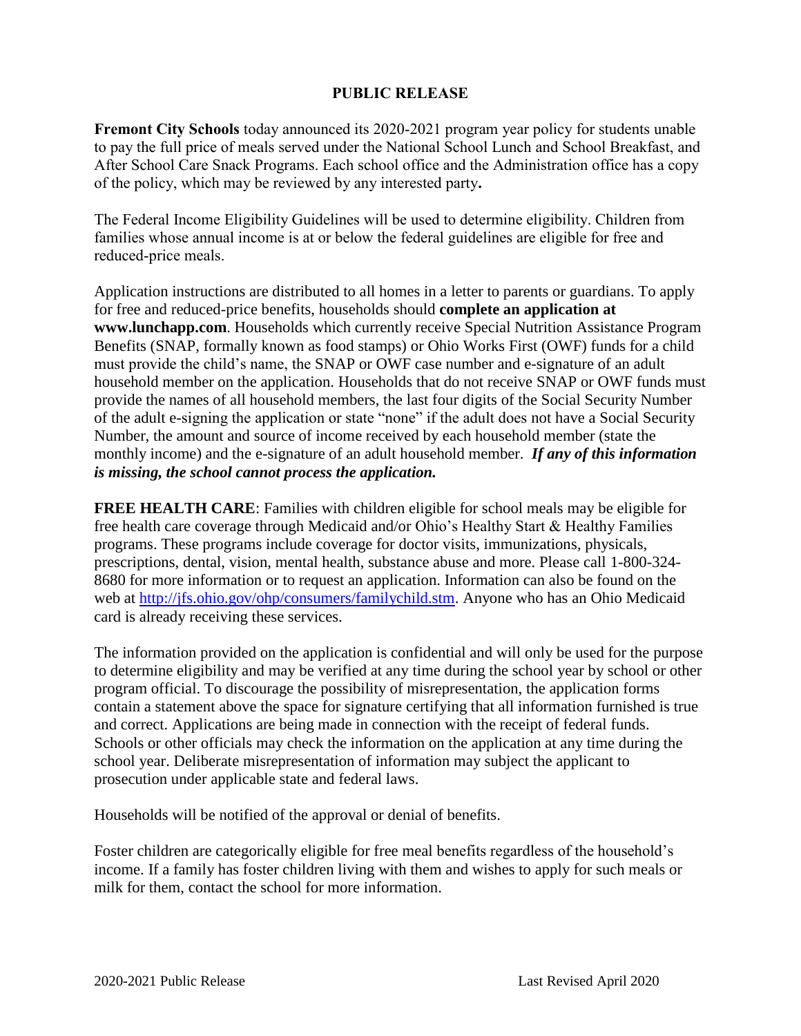# PUBLIC RELEASE

**Fremont City Schools** today announced its 2020-2021 program year policy for students unable to pay the full price of meals served under the National School Lunch and School Breakfast, and After School Care Snack Programs. Each school office and the Administration office has a copy of the policy, which may be reviewed by any interested party**.**

The Federal Income Eligibility Guidelines will be used to determine eligibility. Children from families whose annual income is at or below the federal guidelines are eligible for free and reduced-price meals.

Application instructions are distributed to all homes in a letter to parents or guardians. To apply for free and reduced-price benefits, households should **complete an application at www.lunchapp.com**. Households which currently receive Special Nutrition Assistance Program Benefits (SNAP, formally known as food stamps) or Ohio Works First (OWF) funds for a child must provide the child's name, the SNAP or OWF case number and e-signature of an adult household member on the application. Households that do not receive SNAP or OWF funds must provide the names of all household members, the last four digits of the Social Security Number of the adult e-signing the application or state "none" if the adult does not have a Social Security Number, the amount and source of income received by each household member (state the monthly income) and the e-signature of an adult household member. ***If any of this information is missing, the school cannot process the application.***

**FREE HEALTH CARE**: Families with children eligible for school meals may be eligible for free health care coverage through Medicaid and/or Ohio's Healthy Start & Healthy Families programs. These programs include coverage for doctor visits, immunizations, physicals, prescriptions, dental, vision, mental health, substance abuse and more. Please call 1-800-324-8680 for more information or to request an application. Information can also be found on the web at http://jfs.ohio.gov/ohp/consumers/familychild.stm. Anyone who has an Ohio Medicaid card is already receiving these services.

The information provided on the application is confidential and will only be used for the purpose to determine eligibility and may be verified at any time during the school year by school or other program official. To discourage the possibility of misrepresentation, the application forms contain a statement above the space for signature certifying that all information furnished is true and correct. Applications are being made in connection with the receipt of federal funds. Schools or other officials may check the information on the application at any time during the school year. Deliberate misrepresentation of information may subject the applicant to prosecution under applicable state and federal laws.

Households will be notified of the approval or denial of benefits.

Foster children are categorically eligible for free meal benefits regardless of the household's income. If a family has foster children living with them and wishes to apply for such meals or milk for them, contact the school for more information.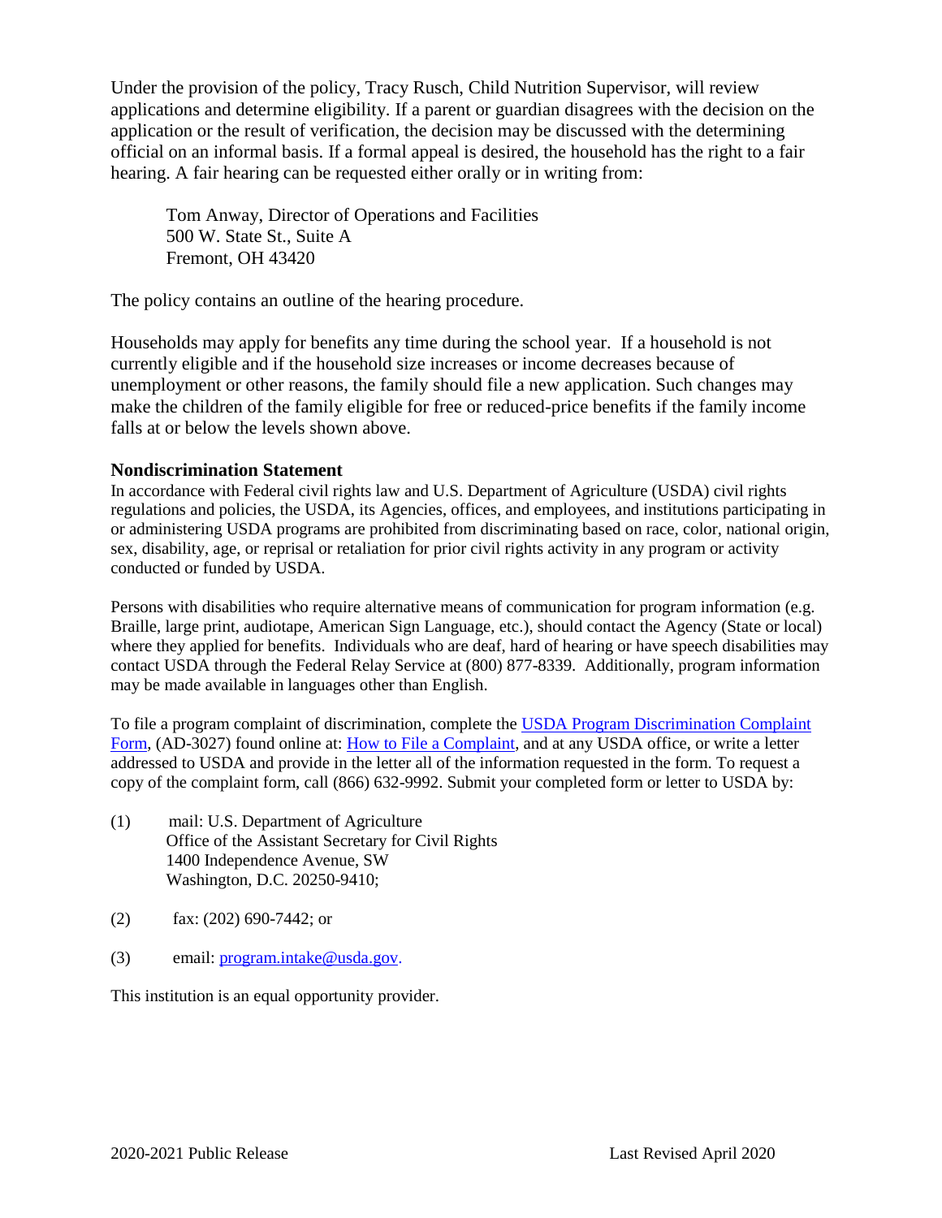Under the provision of the policy, Tracy Rusch, Child Nutrition Supervisor, will review applications and determine eligibility. If a parent or guardian disagrees with the decision on the application or the result of verification, the decision may be discussed with the determining official on an informal basis. If a formal appeal is desired, the household has the right to a fair hearing. A fair hearing can be requested either orally or in writing from:

Tom Anway, Director of Operations and Facilities
500 W. State St., Suite A
Fremont, OH 43420

The policy contains an outline of the hearing procedure.

Households may apply for benefits any time during the school year. If a household is not currently eligible and if the household size increases or income decreases because of unemployment or other reasons, the family should file a new application. Such changes may make the children of the family eligible for free or reduced-price benefits if the family income falls at or below the levels shown above.

**Nondiscrimination Statement**

In accordance with Federal civil rights law and U.S. Department of Agriculture (USDA) civil rights regulations and policies, the USDA, its Agencies, offices, and employees, and institutions participating in or administering USDA programs are prohibited from discriminating based on race, color, national origin, sex, disability, age, or reprisal or retaliation for prior civil rights activity in any program or activity conducted or funded by USDA.

Persons with disabilities who require alternative means of communication for program information (e.g. Braille, large print, audiotape, American Sign Language, etc.), should contact the Agency (State or local) where they applied for benefits. Individuals who are deaf, hard of hearing or have speech disabilities may contact USDA through the Federal Relay Service at (800) 877-8339. Additionally, program information may be made available in languages other than English.

To file a program complaint of discrimination, complete the USDA Program Discrimination Complaint Form, (AD-3027) found online at: How to File a Complaint, and at any USDA office, or write a letter addressed to USDA and provide in the letter all of the information requested in the form. To request a copy of the complaint form, call (866) 632-9992. Submit your completed form or letter to USDA by:

(1) mail: U.S. Department of Agriculture
Office of the Assistant Secretary for Civil Rights
1400 Independence Avenue, SW
Washington, D.C. 20250-9410;

(2) fax: (202) 690-7442; or

(3) email: program.intake@usda.gov.

This institution is an equal opportunity provider.

2020-2021 Public Release Last Revised April 2020